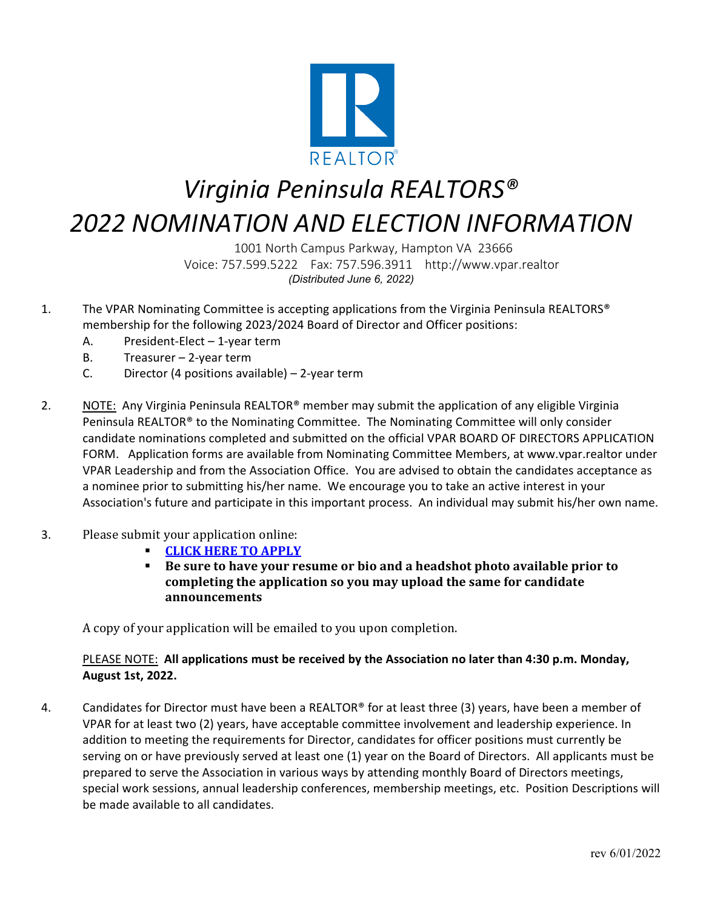# *Virginia Peninsula REALTORS®*

# *2022 NOMINATION AND ELECTION INFORMATION*

1001 North Campus Parkway, Hampton VA 23666
Voice: 757.599.5222 Fax: 757.596.3911 http://www.vpar.realtor
*(Distributed June 6, 2022)*

1. The VPAR Nominating Committee is accepting applications from the Virginia Peninsula REALTORS® membership for the following 2023/2024 Board of Director and Officer positions:
   - A. President-Elect – 1-year term
   - B. Treasurer – 2-year term
   - C. Director (4 positions available) – 2-year term

2. NOTE: Any Virginia Peninsula REALTOR® member may submit the application of any eligible Virginia Peninsula REALTOR® to the Nominating Committee. The Nominating Committee will only consider candidate nominations completed and submitted on the official VPAR BOARD OF DIRECTORS APPLICATION FORM. Application forms are available from Nominating Committee Members, at www.vpar.realtor under VPAR Leadership and from the Association Office. You are advised to obtain the candidates acceptance as a nominee prior to submitting his/her name. We encourage you to take an active interest in your Association's future and participate in this important process. An individual may submit his/her own name.

3. Please submit your application online:
   - **CLICK HERE TO APPLY**
   - **Be sure to have your resume or bio and a headshot photo available prior to completing the application so you may upload the same for candidate announcements**

   A copy of your application will be emailed to you upon completion.

   PLEASE NOTE: **All applications must be received by the Association no later than 4:30 p.m. Monday, August 1st, 2022.**

4. Candidates for Director must have been a REALTOR® for at least three (3) years, have been a member of VPAR for at least two (2) years, have acceptable committee involvement and leadership experience. In addition to meeting the requirements for Director, candidates for officer positions must currently be serving on or have previously served at least one (1) year on the Board of Directors. All applicants must be prepared to serve the Association in various ways by attending monthly Board of Directors meetings, special work sessions, annual leadership conferences, membership meetings, etc. Position Descriptions will be made available to all candidates.

rev 6/01/2022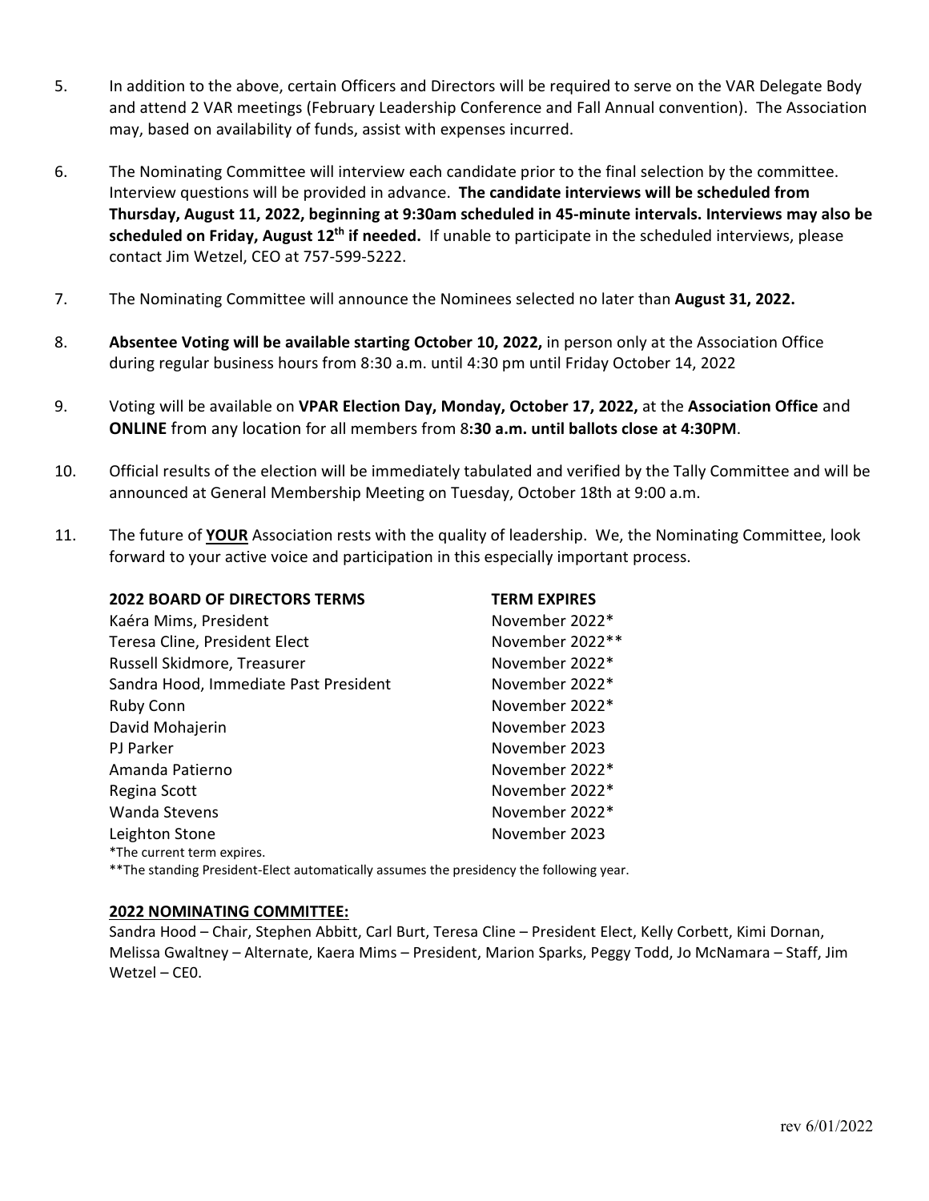5. In addition to the above, certain Officers and Directors will be required to serve on the VAR Delegate Body and attend 2 VAR meetings (February Leadership Conference and Fall Annual convention). The Association may, based on availability of funds, assist with expenses incurred.

6. The Nominating Committee will interview each candidate prior to the final selection by the committee. Interview questions will be provided in advance. **The candidate interviews will be scheduled from Thursday, August 11, 2022, beginning at 9:30am scheduled in 45-minute intervals. Interviews may also be scheduled on Friday, August 12th if needed.** If unable to participate in the scheduled interviews, please contact Jim Wetzel, CEO at 757-599-5222.

7. The Nominating Committee will announce the Nominees selected no later than **August 31, 2022.**

8. **Absentee Voting will be available starting October 10, 2022,** in person only at the Association Office during regular business hours from 8:30 a.m. until 4:30 pm until Friday October 14, 2022

9. Voting will be available on **VPAR Election Day, Monday, October 17, 2022,** at the **Association Office** and **ONLINE** from any location for all members from 8**:30 a.m. until ballots close at 4:30PM**.

10. Official results of the election will be immediately tabulated and verified by the Tally Committee and will be announced at General Membership Meeting on Tuesday, October 18th at 9:00 a.m.

11. The future of **YOUR** Association rests with the quality of leadership. We, the Nominating Committee, look forward to your active voice and participation in this especially important process.

| **2022 BOARD OF DIRECTORS TERMS** | **TERM EXPIRES** |
|---|---|
| Kaéra Mims, President | November 2022* |
| Teresa Cline, President Elect | November 2022** |
| Russell Skidmore, Treasurer | November 2022* |
| Sandra Hood, Immediate Past President | November 2022* |
| Ruby Conn | November 2022* |
| David Mohajerin | November 2023 |
| PJ Parker | November 2023 |
| Amanda Patierno | November 2022* |
| Regina Scott | November 2022* |
| Wanda Stevens | November 2022* |
| Leighton Stone | November 2023 |

*The current term expires.

**The standing President-Elect automatically assumes the presidency the following year.

**2022 NOMINATING COMMITTEE:**

Sandra Hood – Chair, Stephen Abbitt, Carl Burt, Teresa Cline – President Elect, Kelly Corbett, Kimi Dornan, Melissa Gwaltney – Alternate, Kaera Mims – President, Marion Sparks, Peggy Todd, Jo McNamara – Staff, Jim Wetzel – CE0.

rev 6/01/2022